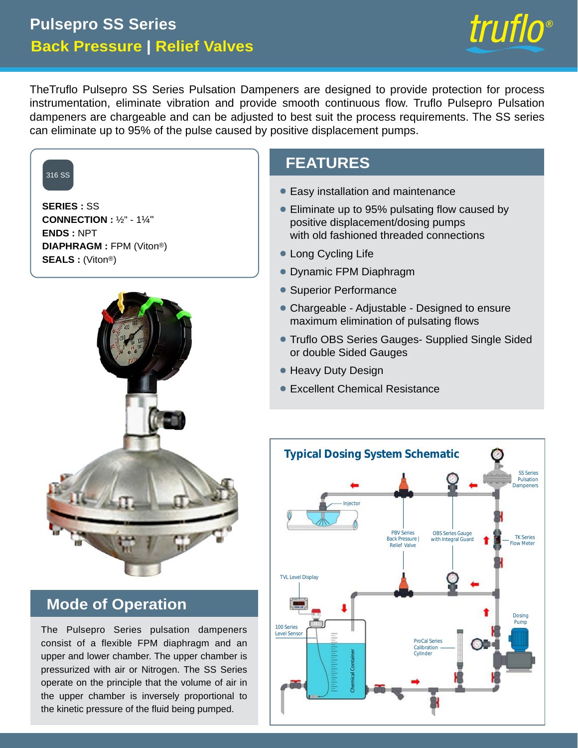# Pulsepro SS Series

## Back Pressure | Relief Valves

TheTruflo Pulsepro SS Series Pulsation Dampeners are designed to provide protection for process instrumentation, eliminate vibration and provide smooth continuous flow. Truflo Pulsepro Pulsation dampeners are chargeable and can be adjusted to best suit the process requirements. The SS series can eliminate up to 95% of the pulse caused by positive displacement pumps.

316 SS

**SERIES :** SS
**CONNECTION :** ½" - 1¼"
**ENDS :** NPT
**DIAPHRAGM :** FPM (Viton®)
**SEALS :** (Viton®)

## FEATURES

- Easy installation and maintenance
- Eliminate up to 95% pulsating flow caused by positive displacement/dosing pumps with old fashioned threaded connections
- Long Cycling Life
- Dynamic FPM Diaphragm
- Superior Performance
- Chargeable - Adjustable - Designed to ensure maximum elimination of pulsating flows
- Truflo OBS Series Gauges- Supplied Single Sided or double Sided Gauges
- Heavy Duty Design
- Excellent Chemical Resistance

## Mode of Operation

The Pulsepro Series pulsation dampeners consist of a flexible FPM diaphragm and an upper and lower chamber. The upper chamber is pressurized with air or Nitrogen. The SS Series operate on the principle that the volume of air in the upper chamber is inversely proportional to the kinetic pressure of the fluid being pumped.

### Typical Dosing System Schematic

SS Series Pulsation Dampeners
Injector
PBV Series Back Pressure | Relief Valve
OBS Series Gauge with Integral Guard
TK Series Flow Meter
TVL Level Display
100 Series Level Sensor
Chemical Container
ProCal Series Calibration Cylinder
Dosing Pump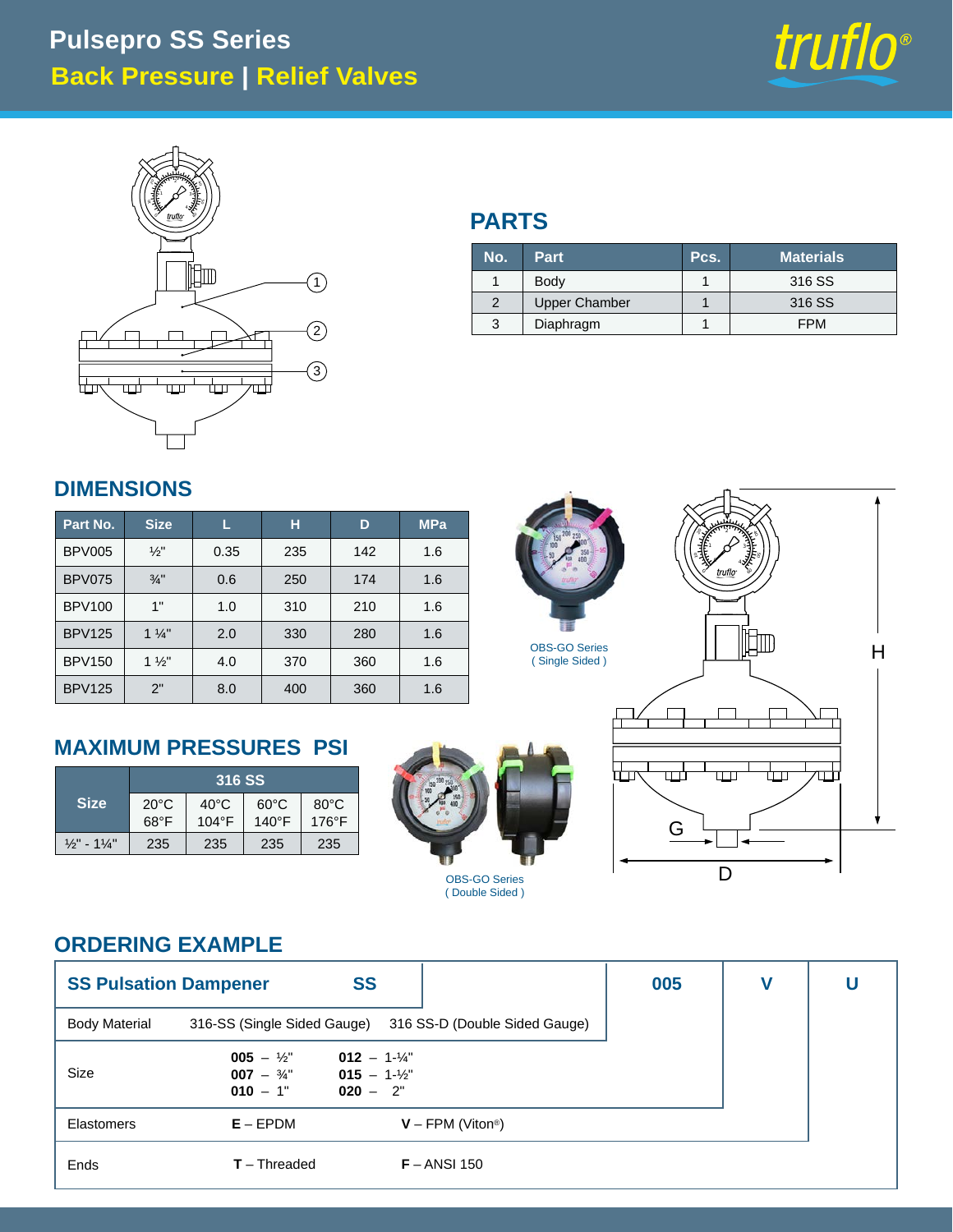# Pulsepro SS Series
## Back Pressure | Relief Valves

truflo®

## PARTS

| No. | Part | Pcs. | Materials |
|---|---|---|---|
| 1 | Body | 1 | 316 SS |
| 2 | Upper Chamber | 1 | 316 SS |
| 3 | Diaphragm | 1 | FPM |

## DIMENSIONS

| Part No. | Size | L | H | D | MPa |
|---|---|---|---|---|---|
| BPV005 | ½" | 0.35 | 235 | 142 | 1.6 |
| BPV075 | ¾" | 0.6 | 250 | 174 | 1.6 |
| BPV100 | 1" | 1.0 | 310 | 210 | 1.6 |
| BPV125 | 1 ¼" | 2.0 | 330 | 280 | 1.6 |
| BPV150 | 1 ½" | 4.0 | 370 | 360 | 1.6 |
| BPV125 | 2" | 8.0 | 400 | 360 | 1.6 |

OBS-GO Series
( Single Sided )

OBS-GO Series
( Double Sided )

H

G

D

## MAXIMUM PRESSURES PSI

| Size | 316 SS | | | |
|---|---|---|---|---|
| | 20°C 68°F | 40°C 104°F | 60°C 140°F | 80°C 176°F |
| ½" - 1¼" | 235 | 235 | 235 | 235 |

## ORDERING EXAMPLE

| **SS Pulsation Dampener** | **SS** | | **005** | **V** | **U** |
|---|---|---|---|---|---|
| Body Material | 316-SS (Single Sided Gauge) | 316 SS-D (Double Sided Gauge) | | | |
| Size | **005** – ½"<br>**007** – ¾"<br>**010** – 1" | **012** – 1-¼"<br>**015** – 1-½"<br>**020** – 2" | | | |
| Elastomers | **E** – EPDM | **V** – FPM (Viton®) | | | |
| Ends | **T** – Threaded | **F** – ANSI 150 | | | |